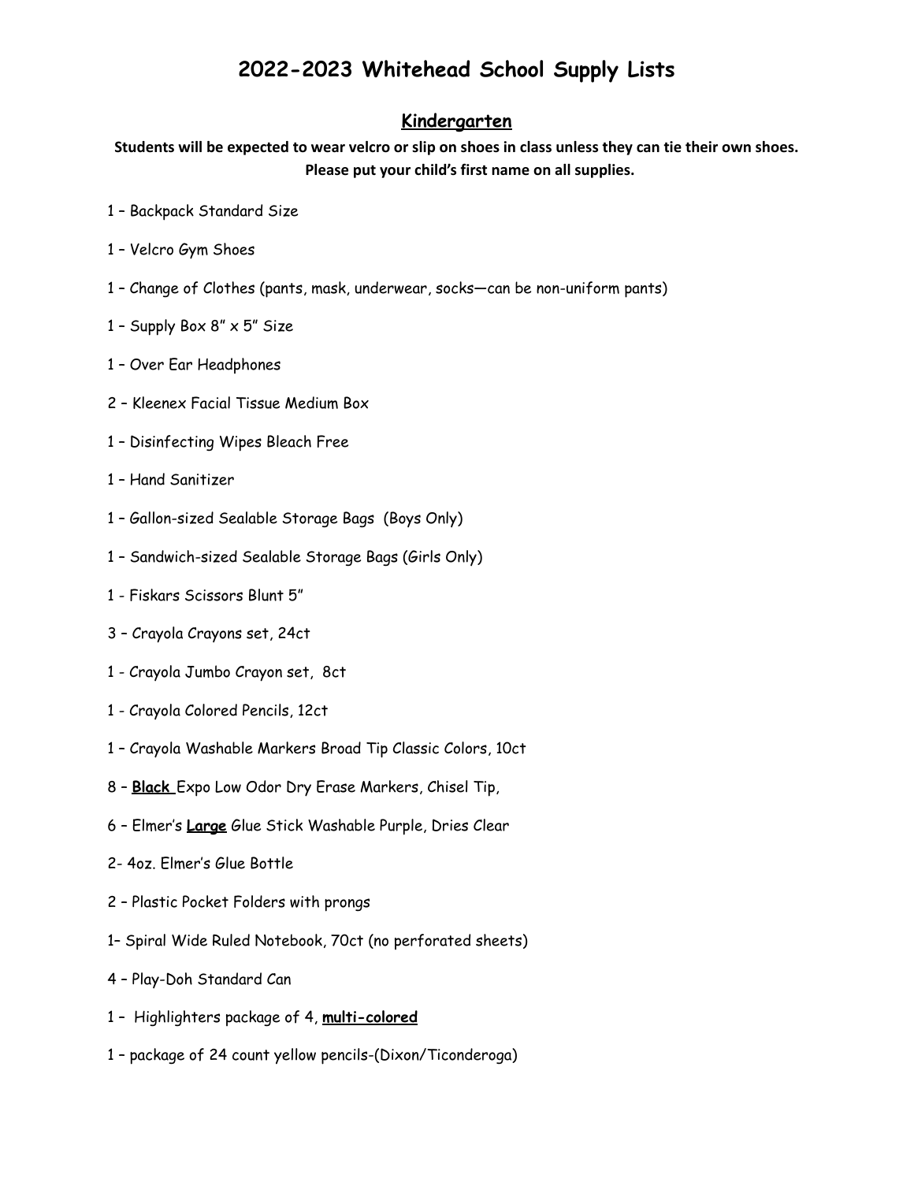# 2022-2023 Whitehead School Supply Lists

## Kindergarten

**Students will be expected to wear velcro or slip on shoes in class unless they can tie their own shoes.**
**Please put your child's first name on all supplies.**

1 – Backpack Standard Size

1 – Velcro Gym Shoes

1 – Change of Clothes (pants, mask, underwear, socks—can be non-uniform pants)

1 – Supply Box 8" x 5" Size

1 – Over Ear Headphones

2 – Kleenex Facial Tissue Medium Box

1 – Disinfecting Wipes Bleach Free

1 – Hand Sanitizer

1 – Gallon-sized Sealable Storage Bags (Boys Only)

1 – Sandwich-sized Sealable Storage Bags (Girls Only)

1 - Fiskars Scissors Blunt 5"

3 – Crayola Crayons set, 24ct

1 - Crayola Jumbo Crayon set, 8ct

1 - Crayola Colored Pencils, 12ct

1 – Crayola Washable Markers Broad Tip Classic Colors, 10ct

8 – **Black** Expo Low Odor Dry Erase Markers, Chisel Tip,

6 – Elmer's **Large** Glue Stick Washable Purple, Dries Clear

2- 4oz. Elmer's Glue Bottle

2 – Plastic Pocket Folders with prongs

1– Spiral Wide Ruled Notebook, 70ct (no perforated sheets)

4 – Play-Doh Standard Can

1 – Highlighters package of 4, **multi-colored**

1 – package of 24 count yellow pencils-(Dixon/Ticonderoga)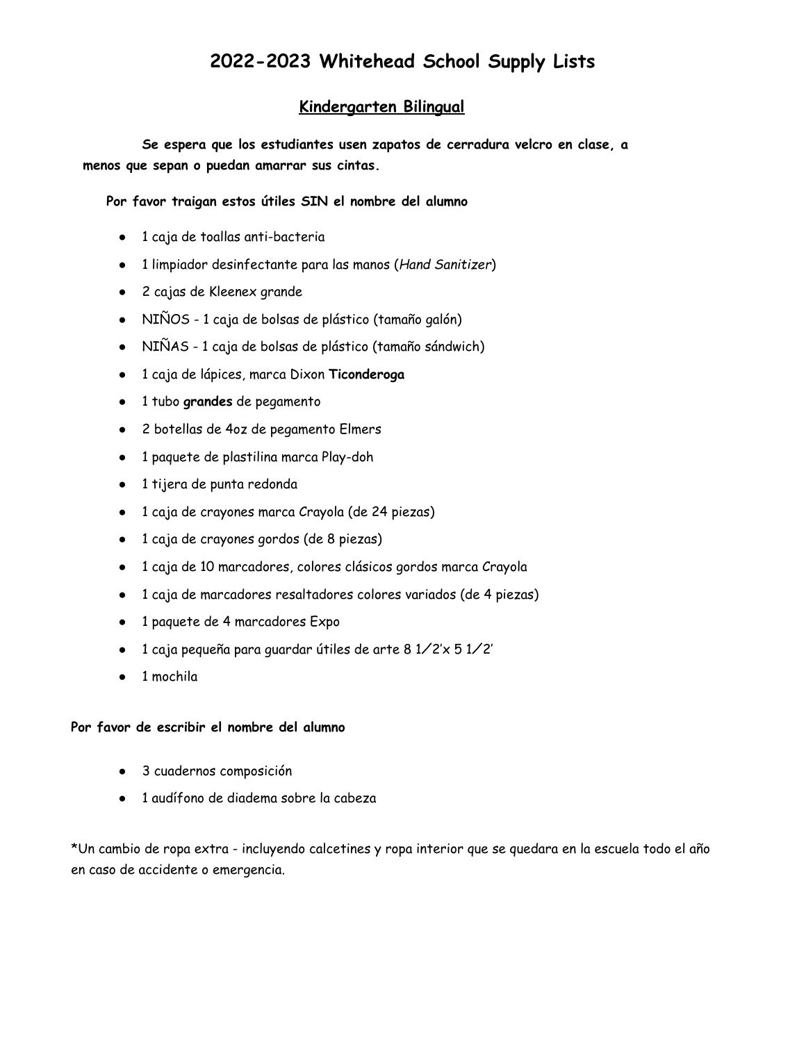# 2022-2023 Whitehead School Supply Lists

## Kindergarten Bilingual

**Se espera que los estudiantes usen zapatos de cerradura velcro en clase, a menos que sepan o puedan amarrar sus cintas.**

**Por favor traigan estos útiles SIN el nombre del alumno**

- 1 caja de toallas anti-bacteria
- 1 limpiador desinfectante para las manos (*Hand Sanitizer*)
- 2 cajas de Kleenex grande
- NIÑOS - 1 caja de bolsas de plástico (tamaño galón)
- NIÑAS - 1 caja de bolsas de plástico (tamaño sándwich)
- 1 caja de lápices, marca Dixon **Ticonderoga**
- 1 tubo **grandes** de pegamento
- 2 botellas de 4oz de pegamento Elmers
- 1 paquete de plastilina marca Play-doh
- 1 tijera de punta redonda
- 1 caja de crayones marca Crayola (de 24 piezas)
- 1 caja de crayones gordos (de 8 piezas)
- 1 caja de 10 marcadores, colores clásicos gordos marca Crayola
- 1 caja de marcadores resaltadores colores variados (de 4 piezas)
- 1 paquete de 4 marcadores Expo
- 1 caja pequeña para guardar útiles de arte 8 1⁄2'x 5 1⁄2'
- 1 mochila

**Por favor de escribir el nombre del alumno**

- 3 cuadernos composición
- 1 audífono de diadema sobre la cabeza

*Un cambio de ropa extra - incluyendo calcetines y ropa interior que se quedara en la escuela todo el año en caso de accidente o emergencia.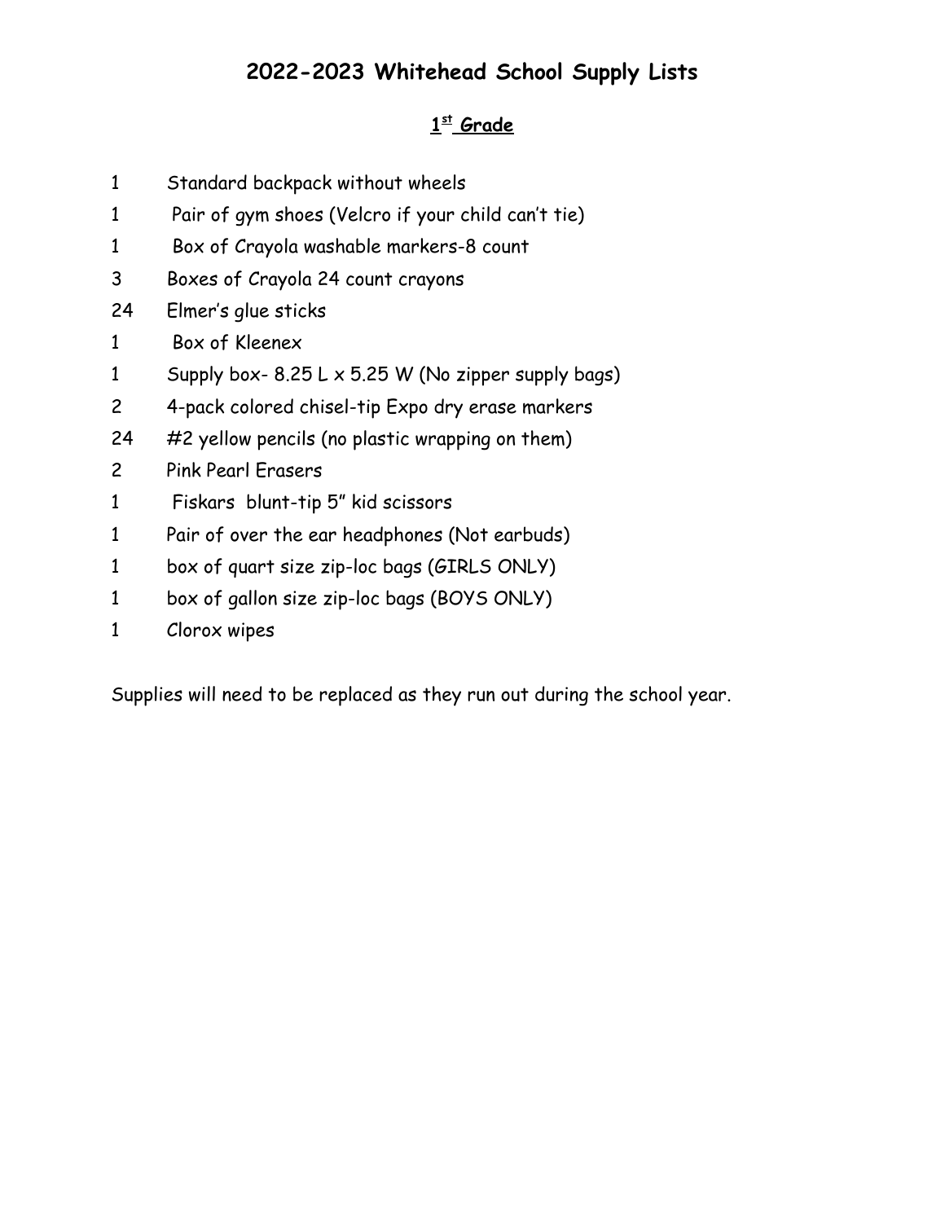# 2022-2023 Whitehead School Supply Lists

## 1st Grade

| Qty | Item |
| --- | --- |
| 1 | Standard backpack without wheels |
| 1 | Pair of gym shoes (Velcro if your child can't tie) |
| 1 | Box of Crayola washable markers-8 count |
| 3 | Boxes of Crayola 24 count crayons |
| 24 | Elmer's glue sticks |
| 1 | Box of Kleenex |
| 1 | Supply box- 8.25 L x 5.25 W (No zipper supply bags) |
| 2 | 4-pack colored chisel-tip Expo dry erase markers |
| 24 | #2 yellow pencils (no plastic wrapping on them) |
| 2 | Pink Pearl Erasers |
| 1 | Fiskars blunt-tip 5" kid scissors |
| 1 | Pair of over the ear headphones (Not earbuds) |
| 1 | box of quart size zip-loc bags (GIRLS ONLY) |
| 1 | box of gallon size zip-loc bags (BOYS ONLY) |
| 1 | Clorox wipes |

Supplies will need to be replaced as they run out during the school year.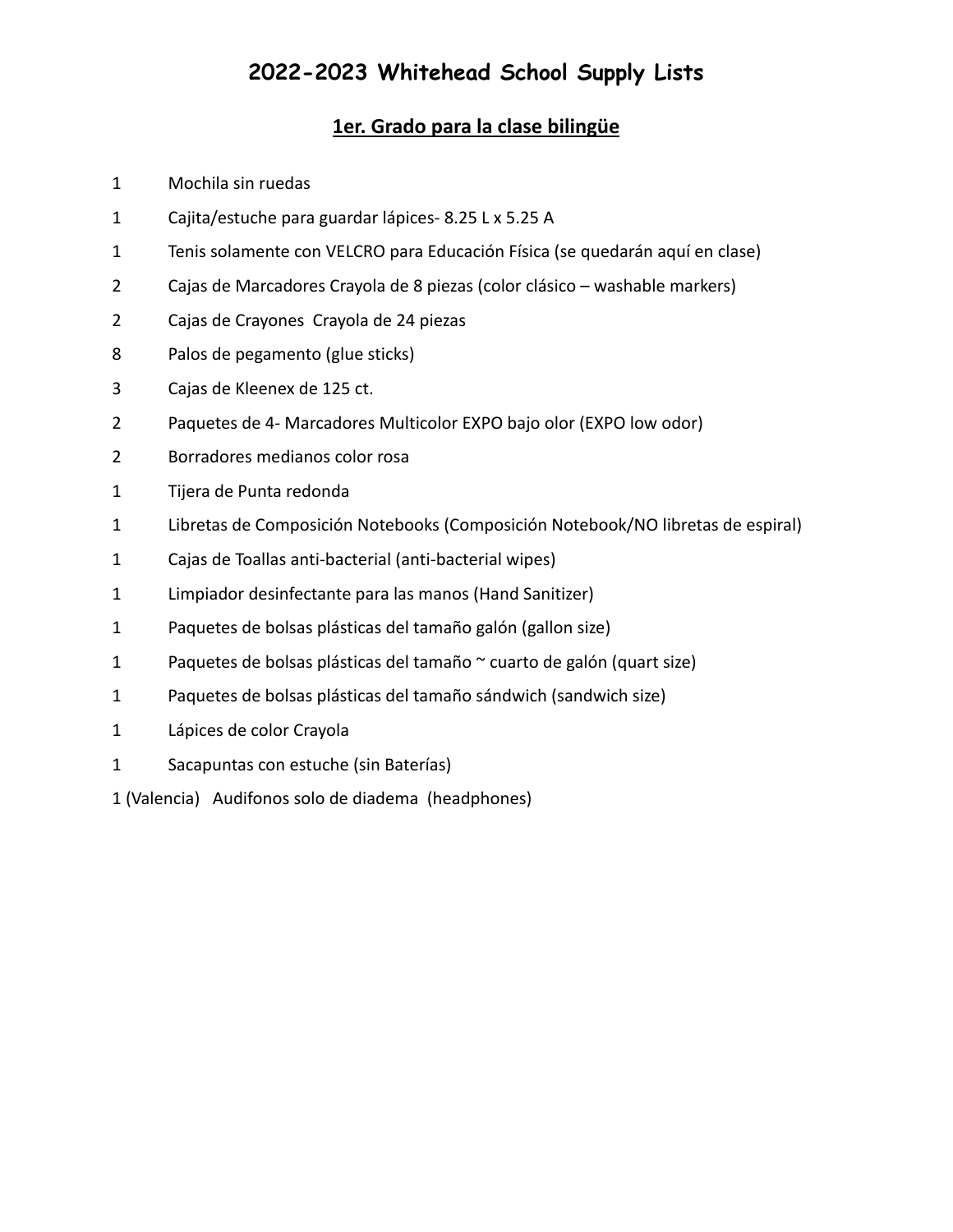# 2022-2023 Whitehead School Supply Lists

## 1er. Grado para la clase bilingüe

| | |
|---|---|
| 1 | Mochila sin ruedas |
| 1 | Cajita/estuche para guardar lápices- 8.25 L x 5.25 A |
| 1 | Tenis solamente con VELCRO para Educación Física (se quedarán aquí en clase) |
| 2 | Cajas de Marcadores Crayola de 8 piezas (color clásico – washable markers) |
| 2 | Cajas de Crayones Crayola de 24 piezas |
| 8 | Palos de pegamento (glue sticks) |
| 3 | Cajas de Kleenex de 125 ct. |
| 2 | Paquetes de 4- Marcadores Multicolor EXPO bajo olor (EXPO low odor) |
| 2 | Borradores medianos color rosa |
| 1 | Tijera de Punta redonda |
| 1 | Libretas de Composición Notebooks (Composición Notebook/NO libretas de espiral) |
| 1 | Cajas de Toallas anti-bacterial (anti-bacterial wipes) |
| 1 | Limpiador desinfectante para las manos (Hand Sanitizer) |
| 1 | Paquetes de bolsas plásticas del tamaño galón (gallon size) |
| 1 | Paquetes de bolsas plásticas del tamaño ~ cuarto de galón (quart size) |
| 1 | Paquetes de bolsas plásticas del tamaño sándwich (sandwich size) |
| 1 | Lápices de color Crayola |
| 1 | Sacapuntas con estuche (sin Baterías) |
| 1 (Valencia) | Audifonos solo de diadema (headphones) |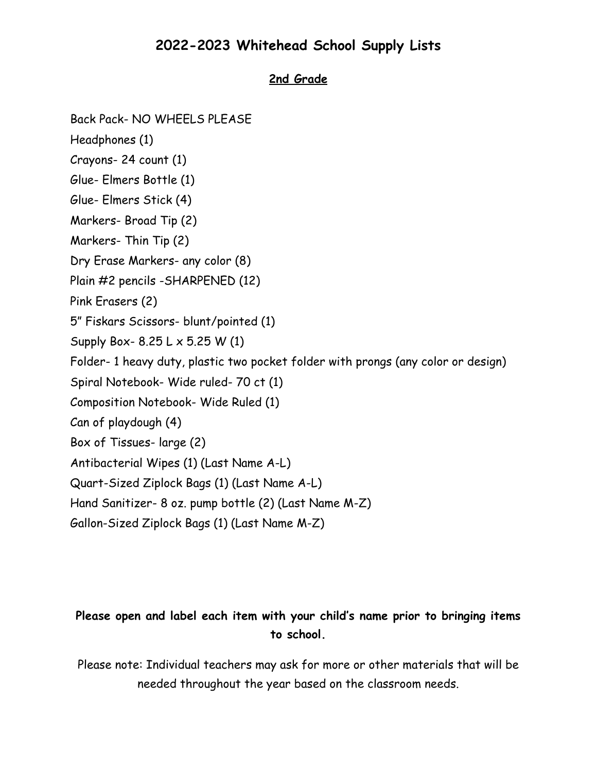# 2022-2023 Whitehead School Supply Lists

## 2nd Grade

Back Pack- NO WHEELS PLEASE

Headphones (1)

Crayons- 24 count (1)

Glue- Elmers Bottle (1)

Glue- Elmers Stick (4)

Markers- Broad Tip (2)

Markers- Thin Tip (2)

Dry Erase Markers- any color (8)

Plain #2 pencils -SHARPENED (12)

Pink Erasers (2)

5" Fiskars Scissors- blunt/pointed (1)

Supply Box- 8.25 L x 5.25 W (1)

Folder- 1 heavy duty, plastic two pocket folder with prongs (any color or design)

Spiral Notebook- Wide ruled- 70 ct (1)

Composition Notebook- Wide Ruled (1)

Can of playdough (4)

Box of Tissues- large (2)

Antibacterial Wipes (1) (Last Name A-L)

Quart-Sized Ziplock Bags (1) (Last Name A-L)

Hand Sanitizer- 8 oz. pump bottle (2) (Last Name M-Z)

Gallon-Sized Ziplock Bags (1) (Last Name M-Z)

**Please open and label each item with your child's name prior to bringing items to school.**

Please note: Individual teachers may ask for more or other materials that will be needed throughout the year based on the classroom needs.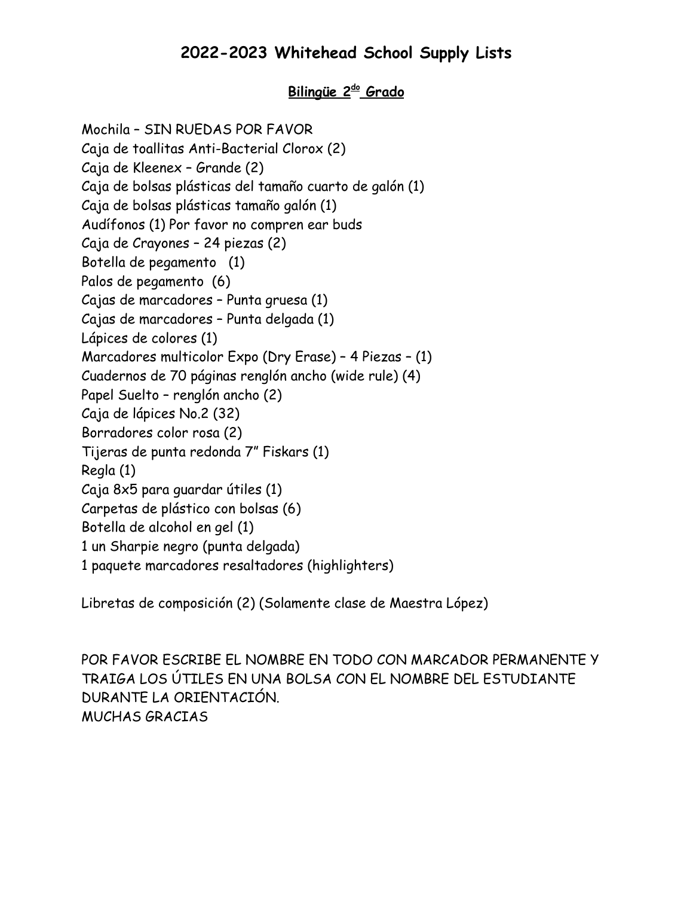# 2022-2023 Whitehead School Supply Lists

## **Bilingüe 2do Grado**

Mochila – SIN RUEDAS POR FAVOR
Caja de toallitas Anti-Bacterial Clorox (2)
Caja de Kleenex – Grande (2)
Caja de bolsas plásticas del tamaño cuarto de galón (1)
Caja de bolsas plásticas tamaño galón (1)
Audífonos (1) Por favor no compren ear buds
Caja de Crayones – 24 piezas (2)
Botella de pegamento (1)
Palos de pegamento (6)
Cajas de marcadores – Punta gruesa (1)
Cajas de marcadores – Punta delgada (1)
Lápices de colores (1)
Marcadores multicolor Expo (Dry Erase) – 4 Piezas – (1)
Cuadernos de 70 páginas renglón ancho (wide rule) (4)
Papel Suelto – renglón ancho (2)
Caja de lápices No.2 (32)
Borradores color rosa (2)
Tijeras de punta redonda 7" Fiskars (1)
Regla (1)
Caja 8x5 para guardar útiles (1)
Carpetas de plástico con bolsas (6)
Botella de alcohol en gel (1)
1 un Sharpie negro (punta delgada)
1 paquete marcadores resaltadores (highlighters)

Libretas de composición (2) (Solamente clase de Maestra López)

POR FAVOR ESCRIBE EL NOMBRE EN TODO CON MARCADOR PERMANENTE Y TRAIGA LOS ÚTILES EN UNA BOLSA CON EL NOMBRE DEL ESTUDIANTE DURANTE LA ORIENTACIÓN.
MUCHAS GRACIAS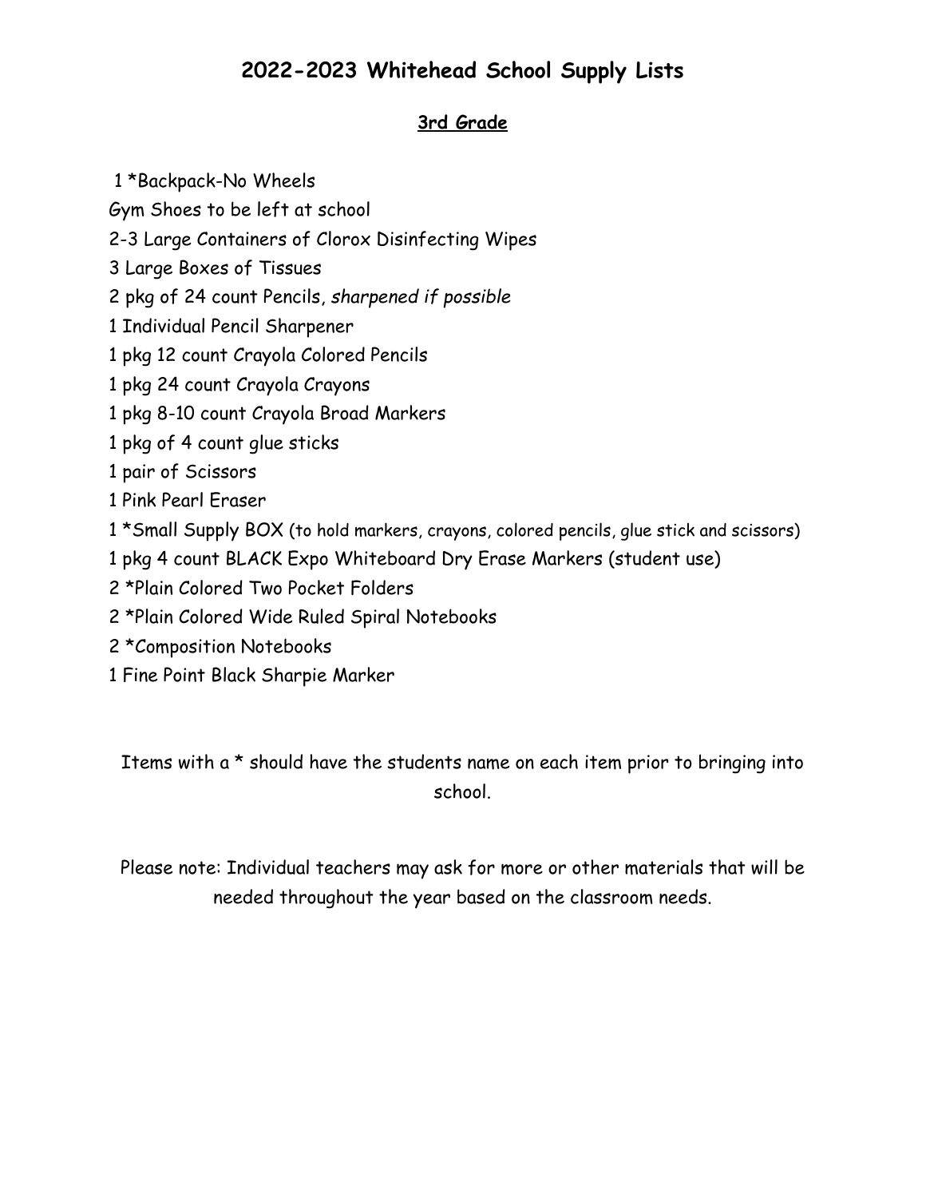# 2022-2023 Whitehead School Supply Lists

## **3rd Grade**

1 *Backpack-No Wheels
Gym Shoes to be left at school
2-3 Large Containers of Clorox Disinfecting Wipes
3 Large Boxes of Tissues
2 pkg of 24 count Pencils, *sharpened if possible*
1 Individual Pencil Sharpener
1 pkg 12 count Crayola Colored Pencils
1 pkg 24 count Crayola Crayons
1 pkg 8-10 count Crayola Broad Markers
1 pkg of 4 count glue sticks
1 pair of Scissors
1 Pink Pearl Eraser
1 *Small Supply BOX (to hold markers, crayons, colored pencils, glue stick and scissors)
1 pkg 4 count BLACK Expo Whiteboard Dry Erase Markers (student use)
2 *Plain Colored Two Pocket Folders
2 *Plain Colored Wide Ruled Spiral Notebooks
2 *Composition Notebooks
1 Fine Point Black Sharpie Marker

Items with a * should have the students name on each item prior to bringing into school.

Please note: Individual teachers may ask for more or other materials that will be needed throughout the year based on the classroom needs.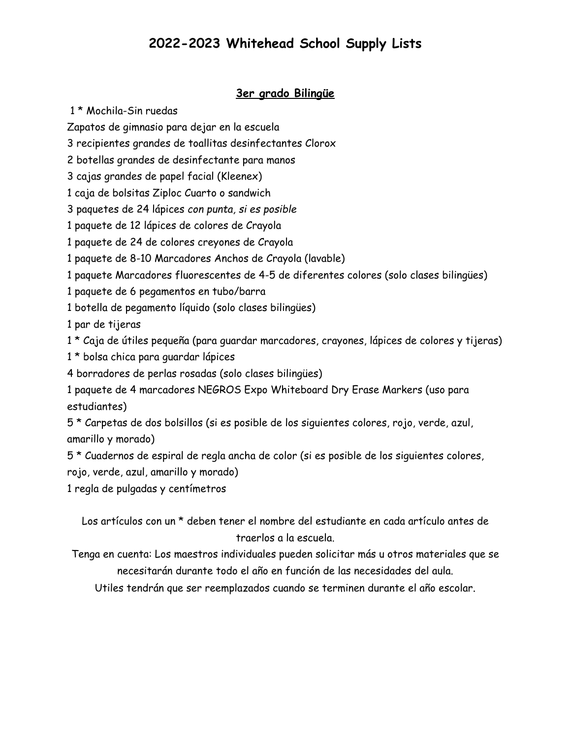# 2022-2023 Whitehead School Supply Lists

## <u>3er grado Bilingüe</u>

1 * Mochila-Sin ruedas

Zapatos de gimnasio para dejar en la escuela

3 recipientes grandes de toallitas desinfectantes Clorox

2 botellas grandes de desinfectante para manos

3 cajas grandes de papel facial (Kleenex)

1 caja de bolsitas Ziploc Cuarto o sandwich

3 paquetes de 24 lápices *con punta, si es posible*

1 paquete de 12 lápices de colores de Crayola

1 paquete de 24 de colores creyones de Crayola

1 paquete de 8-10 Marcadores Anchos de Crayola (lavable)

1 paquete Marcadores fluorescentes de 4-5 de diferentes colores (solo clases bilingües)

1 paquete de 6 pegamentos en tubo/barra

1 botella de pegamento líquido (solo clases bilingües)

1 par de tijeras

1 * Caja de útiles pequeña (para guardar marcadores, crayones, lápices de colores y tijeras)

1 * bolsa chica para guardar lápices

4 borradores de perlas rosadas (solo clases bilingües)

1 paquete de 4 marcadores NEGROS Expo Whiteboard Dry Erase Markers (uso para estudiantes)

5 * Carpetas de dos bolsillos (si es posible de los siguientes colores, rojo, verde, azul, amarillo y morado)

5 * Cuadernos de espiral de regla ancha de color (si es posible de los siguientes colores, rojo, verde, azul, amarillo y morado)

1 regla de pulgadas y centímetros

Los artículos con un * deben tener el nombre del estudiante en cada artículo antes de traerlos a la escuela.

Tenga en cuenta: Los maestros individuales pueden solicitar más u otros materiales que se necesitarán durante todo el año en función de las necesidades del aula.

Utiles tendrán que ser reemplazados cuando se terminen durante el año escolar.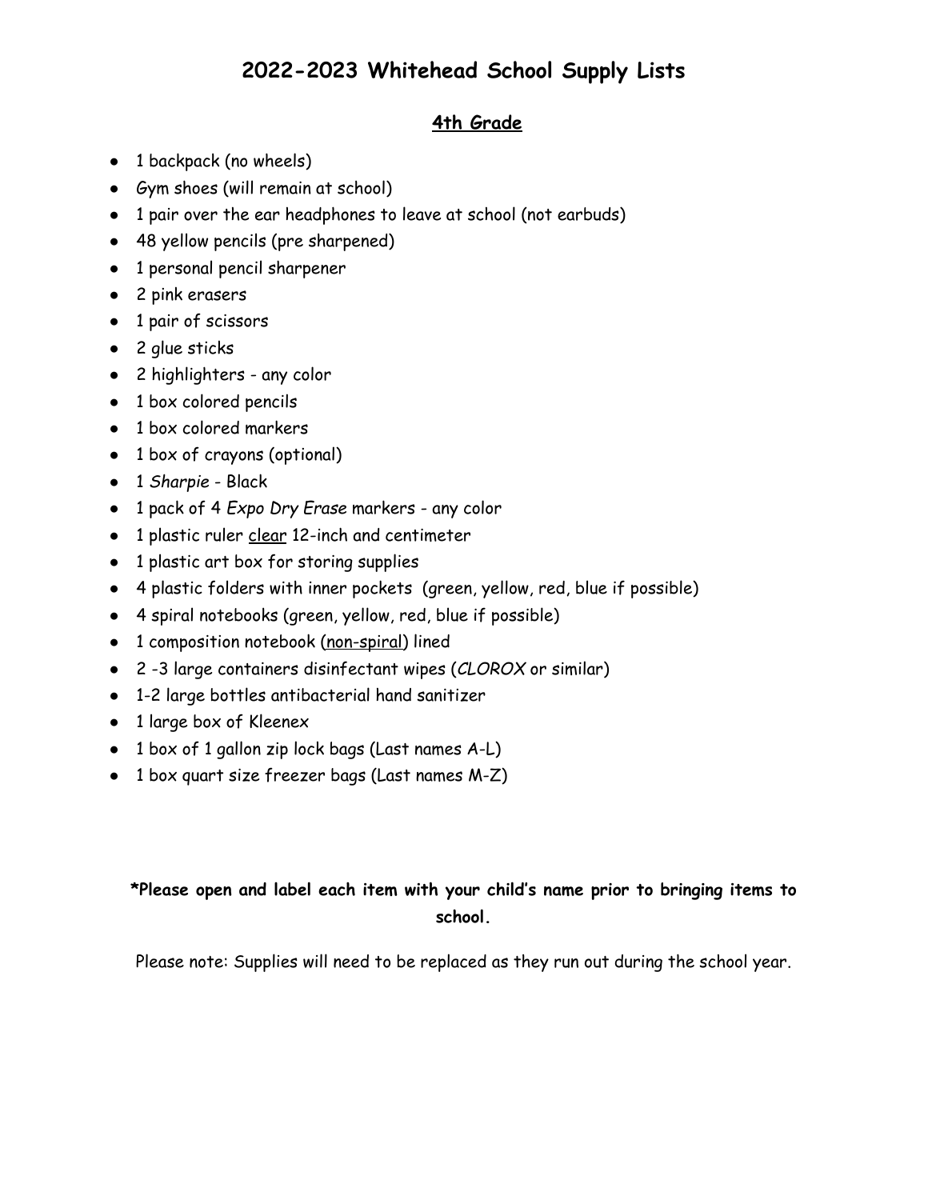# 2022-2023 Whitehead School Supply Lists

## <u>4th Grade</u>

- 1 backpack (no wheels)
- Gym shoes (will remain at school)
- 1 pair over the ear headphones to leave at school (not earbuds)
- 48 yellow pencils (pre sharpened)
- 1 personal pencil sharpener
- 2 pink erasers
- 1 pair of scissors
- 2 glue sticks
- 2 highlighters - any color
- 1 box colored pencils
- 1 box colored markers
- 1 box of crayons (optional)
- 1 *Sharpie* - Black
- 1 pack of 4 *Expo Dry Erase* markers - any color
- 1 plastic ruler <u>clear</u> 12-inch and centimeter
- 1 plastic art box for storing supplies
- 4 plastic folders with inner pockets (green, yellow, red, blue if possible)
- 4 spiral notebooks (green, yellow, red, blue if possible)
- 1 composition notebook (<u>non-spiral</u>) lined
- 2 -3 large containers disinfectant wipes (*CLOROX* or similar)
- 1-2 large bottles antibacterial hand sanitizer
- 1 large box of Kleenex
- 1 box of 1 gallon zip lock bags (Last names A-L)
- 1 box quart size freezer bags (Last names M-Z)

**\*Please open and label each item with your child's name prior to bringing items to school.**

Please note: Supplies will need to be replaced as they run out during the school year.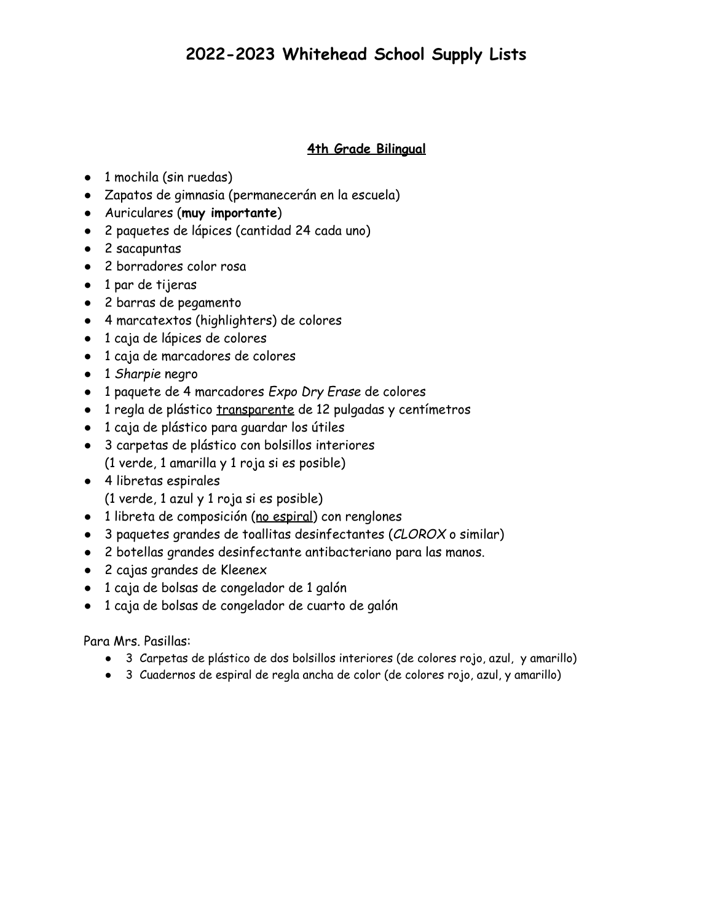# 2022-2023 Whitehead School Supply Lists

## 4th Grade Bilingual

- 1 mochila (sin ruedas)
- Zapatos de gimnasia (permanecerán en la escuela)
- Auriculares (**muy importante**)
- 2 paquetes de lápices (cantidad 24 cada uno)
- 2 sacapuntas
- 2 borradores color rosa
- 1 par de tijeras
- 2 barras de pegamento
- 4 marcatextos (highlighters) de colores
- 1 caja de lápices de colores
- 1 caja de marcadores de colores
- 1 *Sharpie* negro
- 1 paquete de 4 marcadores *Expo Dry Erase* de colores
- 1 regla de plástico <u>transparente</u> de 12 pulgadas y centímetros
- 1 caja de plástico para guardar los útiles
- 3 carpetas de plástico con bolsillos interiores
  (1 verde, 1 amarilla y 1 roja si es posible)
- 4 libretas espirales
  (1 verde, 1 azul y 1 roja si es posible)
- 1 libreta de composición (<u>no espiral</u>) con renglones
- 3 paquetes grandes de toallitas desinfectantes (*CLOROX* o similar)
- 2 botellas grandes desinfectante antibacteriano para las manos.
- 2 cajas grandes de Kleenex
- 1 caja de bolsas de congelador de 1 galón
- 1 caja de bolsas de congelador de cuarto de galón

Para Mrs. Pasillas:

- 3 Carpetas de plástico de dos bolsillos interiores (de colores rojo, azul, y amarillo)
- 3 Cuadernos de espiral de regla ancha de color (de colores rojo, azul, y amarillo)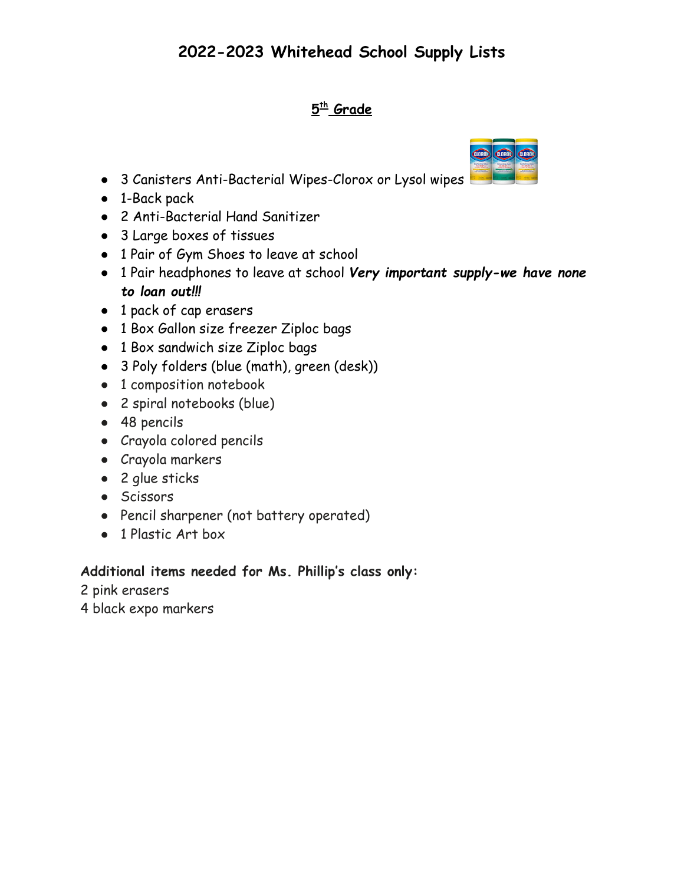# 2022-2023 Whitehead School Supply Lists

## 5th Grade

- 3 Canisters Anti-Bacterial Wipes-Clorox or Lysol wipes
- 1-Back pack
- 2 Anti-Bacterial Hand Sanitizer
- 3 Large boxes of tissues
- 1 Pair of Gym Shoes to leave at school
- 1 Pair headphones to leave at school ***Very important supply-we have none to loan out!!!***
- 1 pack of cap erasers
- 1 Box Gallon size freezer Ziploc bags
- 1 Box sandwich size Ziploc bags
- 3 Poly folders (blue (math), green (desk))
- 1 composition notebook
- 2 spiral notebooks (blue)
- 48 pencils
- Crayola colored pencils
- Crayola markers
- 2 glue sticks
- Scissors
- Pencil sharpener (not battery operated)
- 1 Plastic Art box

**Additional items needed for Ms. Phillip's class only:**

2 pink erasers

4 black expo markers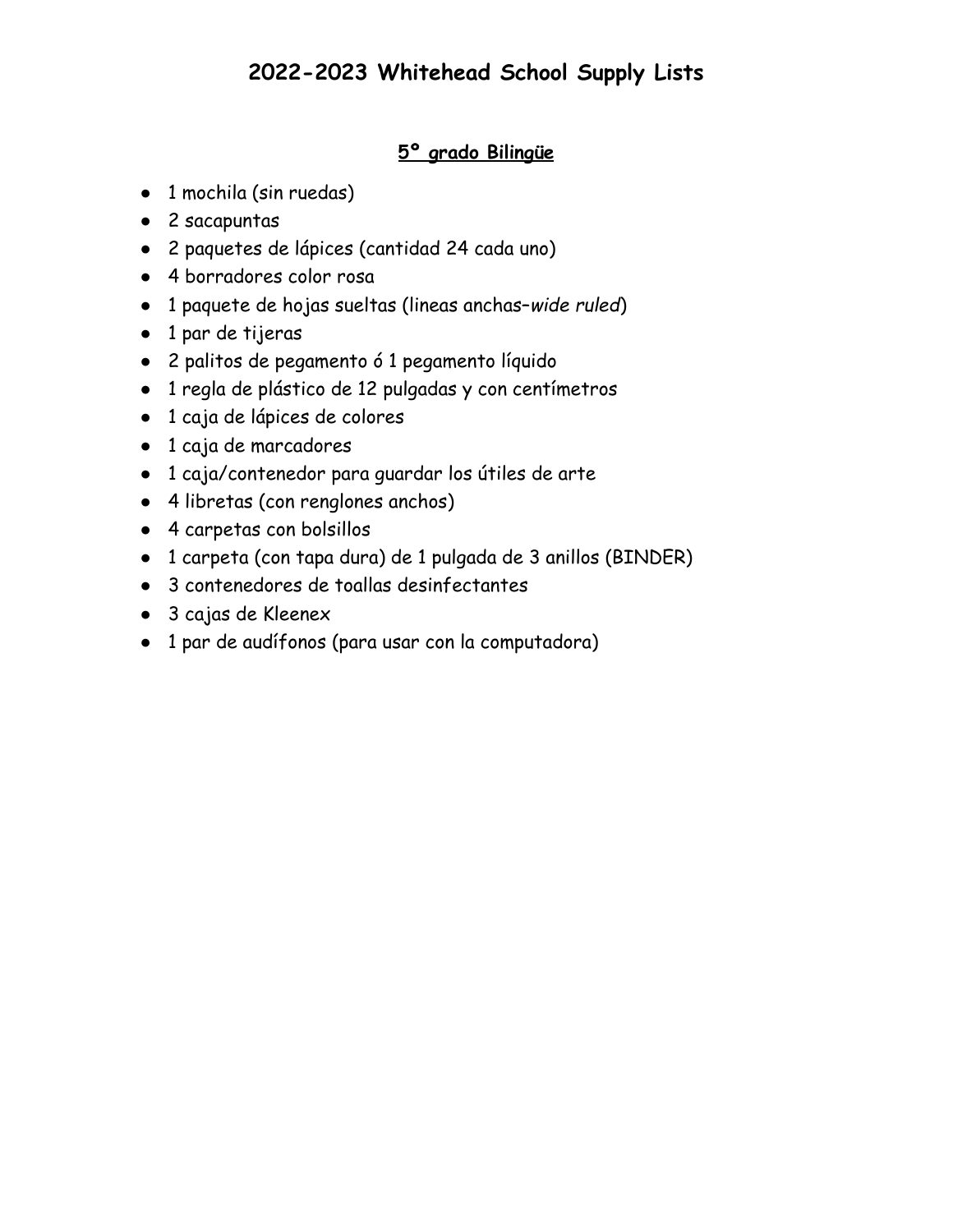# 2022-2023 Whitehead School Supply Lists

## 5º grado Bilingüe

- 1 mochila (sin ruedas)
- 2 sacapuntas
- 2 paquetes de lápices (cantidad 24 cada uno)
- 4 borradores color rosa
- 1 paquete de hojas sueltas (lineas anchas–*wide ruled*)
- 1 par de tijeras
- 2 palitos de pegamento ó 1 pegamento líquido
- 1 regla de plástico de 12 pulgadas y con centímetros
- 1 caja de lápices de colores
- 1 caja de marcadores
- 1 caja/contenedor para guardar los útiles de arte
- 4 libretas (con renglones anchos)
- 4 carpetas con bolsillos
- 1 carpeta (con tapa dura) de 1 pulgada de 3 anillos (BINDER)
- 3 contenedores de toallas desinfectantes
- 3 cajas de Kleenex
- 1 par de audífonos (para usar con la computadora)